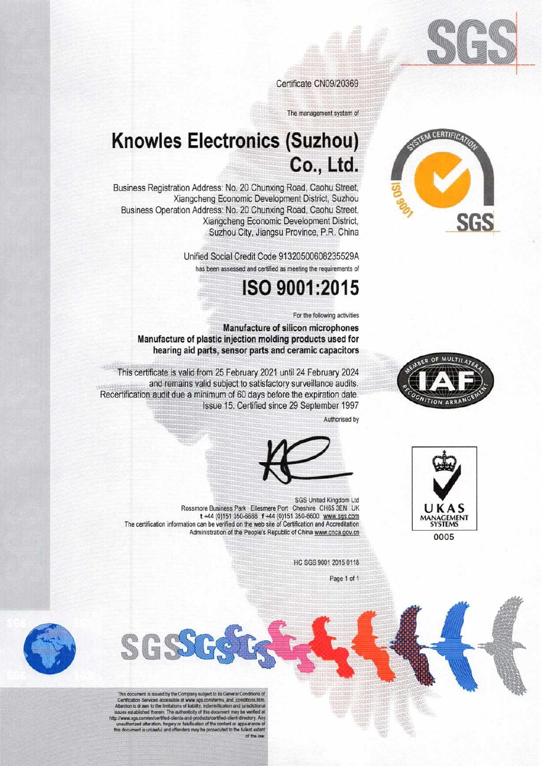Certificate CN09/20369

The management system of

# Knowles Electronics (Suzhou) Co., Ltd.

Business Registration Address: No. 20 Chunxing Road, Caohu Street, Xiangcheng Economic Development District, Suzhou
Business Operation Address: No. 20 Chunxing Road, Caohu Street, Xiangcheng Economic Development District, Suzhou City, Jiangsu Province, P.R. China

Unified Social Credit Code 91320500608235529A

has been assessed and certified as meeting the requirements of

# ISO 9001:2015

For the following activities

**Manufacture of silicon microphones**
**Manufacture of plastic injection molding products used for hearing aid parts, sensor parts and ceramic capacitors**

This certificate is valid from 25 February 2021 until 24 February 2024 and remains valid subject to satisfactory surveillance audits.
Recertification audit due a minimum of 60 days before the expiration date.
Issue 15. Certified since 29 September 1997

Authorised by

SGS United Kingdom Ltd
Rossmore Business Park Ellesmere Port Cheshire CH65 3EN UK
t +44 (0)151 350-6666 f +44 (0)151 350-6600 www.sgs.com
The certification information can be verified on the web site of Certification and Accreditation Administration of the People's Republic of China www.cnca.gov.cn

UKAS MANAGEMENT SYSTEMS 0005

HC SGS 9001 2015 0118

This document is issued by the Company subject to its General Conditions of Certification Services accessible at www.sgs.com/terms_and_conditions.htm. Attention is drawn to the limitations of liability, indemnification and jurisdictional issues established therein. The authenticity of this document may be verified at http://www.sgs.com/en/certified-clients-and-products/certified-client-directory. Any unauthorized alteration, forgery or falsification of the content or appearance of this document is unlawful and offenders may be prosecuted to the fullest extent of the law.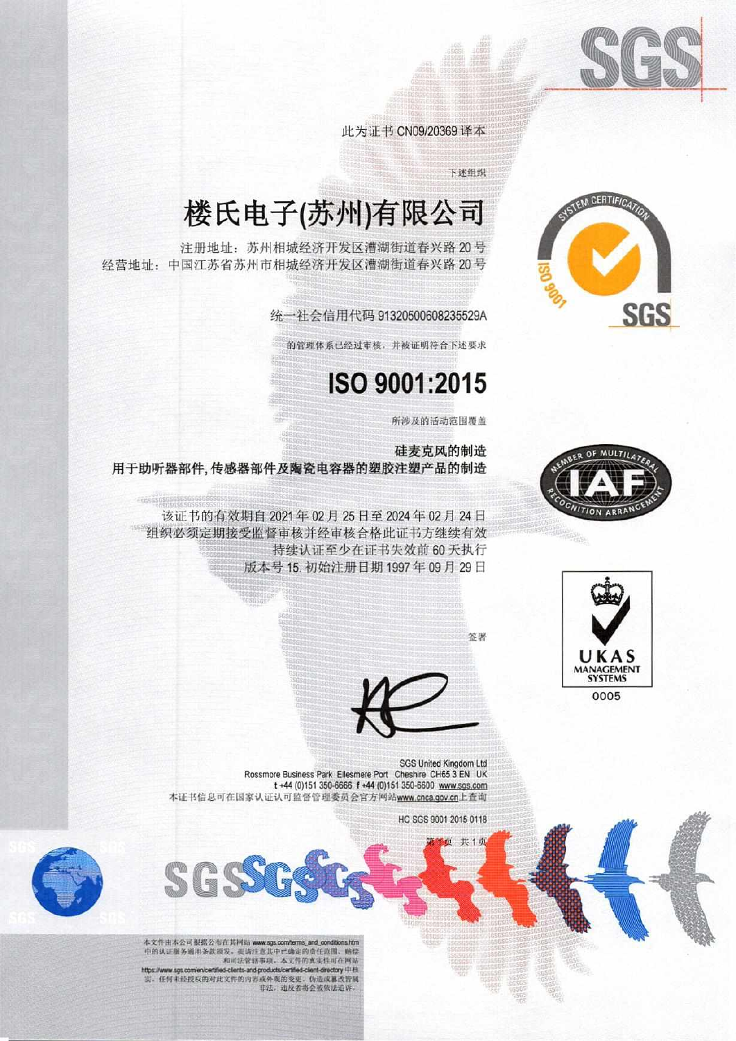SGS

此为证书 CN09/20369 译本

下述组织

# 楼氏电子(苏州)有限公司

注册地址：苏州相城经济开发区漕湖街道春兴路 20 号
经营地址：中国江苏省苏州市相城经济开发区漕湖街道春兴路 20 号

统一社会信用代码 91320500608235529A

的管理体系已经过审核，并被证明符合下述要求

## ISO 9001:2015

所涉及的活动范围覆盖

**硅麦克风的制造**
**用于助听器部件，传感器部件及陶瓷电容器的塑胶注塑产品的制造**

该证书的有效期自 2021 年 02 月 25 日至 2024 年 02 月 24 日
组织必须定期接受监督审核并经审核合格此证书方继续有效
持续认证至少在证书失效前 60 天执行
版本号 15. 初始注册日期 1997 年 09 月 29 日

签署

SGS United Kingdom Ltd
Rossmore Business Park Ellesmere Port Cheshire CH65 3 EN UK
t +44 (0)151 350-6666 f +44 (0)151 350-6600 www.sgs.com
本证书信息可在国家认证认可监督管理委员会官方网站www.cnca.gov.cn上查询

HC SGS 9001 2015 0118

UKAS MANAGEMENT SYSTEMS 0005

本文件由本公司根据公布在其网站 www.sgs.com/terms_and_conditions.htm 中的认证服务通用条款颁发。数请注意其中已确定的责任范围、赔偿和司法管辖条款。本文件的真实性可在网站 https://www.sgs.com/en/certified-clients-and-products/certified-client-directory 中核实。任何未经授权的对此文件的内容或外观的变更，伪造或篡改皆属非法，违反者将会被依法追诉。